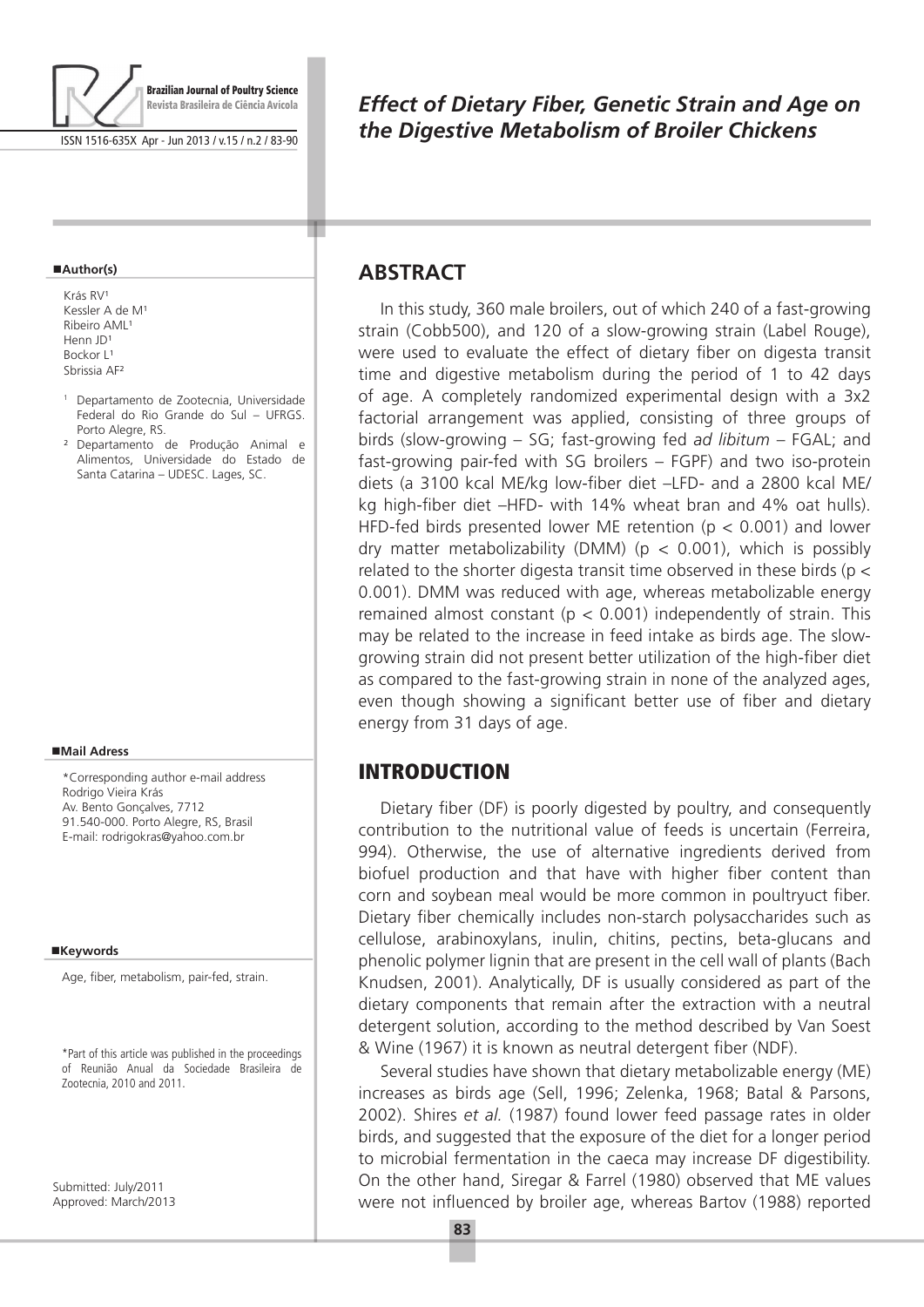# Effect of Dietary Fiber, Genetic Strain and Age on the Digestive Metabolism of Broiler Chickens

**Author(s)**

Krás RV[1]
Kessler A de M[1]
Ribeiro AML[1]
Henn JD[1]
Bockor L[1]
Sbrissia AF[2]

[1] Departamento de Zootecnia, Universidade Federal do Rio Grande do Sul – UFRGS. Porto Alegre, RS.

[2] Departamento de Produção Animal e Alimentos, Universidade do Estado de Santa Catarina – UDESC. Lages, SC.

**Mail Adress**

*Corresponding author e-mail address
Rodrigo Vieira Krás
Av. Bento Gonçalves, 7712
91.540-000. Porto Alegre, RS, Brasil
E-mail: rodrigokras@yahoo.com.br

**Keywords**

Age, fiber, metabolism, pair-fed, strain.

*Part of this article was published in the proceedings of Reunião Anual da Sociedade Brasileira de Zootecnia, 2010 and 2011.

Submitted: July/2011
Approved: March/2013

## ABSTRACT

In this study, 360 male broilers, out of which 240 of a fast-growing strain (Cobb500), and 120 of a slow-growing strain (Label Rouge), were used to evaluate the effect of dietary fiber on digesta transit time and digestive metabolism during the period of 1 to 42 days of age. A completely randomized experimental design with a 3x2 factorial arrangement was applied, consisting of three groups of birds (slow-growing – SG; fast-growing fed *ad libitum* – FGAL; and fast-growing pair-fed with SG broilers – FGPF) and two iso-protein diets (a 3100 kcal ME/kg low-fiber diet –LFD- and a 2800 kcal ME/kg high-fiber diet –HFD- with 14% wheat bran and 4% oat hulls). HFD-fed birds presented lower ME retention ($p < 0.001$) and lower dry matter metabolizability (DMM) ($p < 0.001$), which is possibly related to the shorter digesta transit time observed in these birds ($p < 0.001$). DMM was reduced with age, whereas metabolizable energy remained almost constant ($p < 0.001$) independently of strain. This may be related to the increase in feed intake as birds age. The slow-growing strain did not present better utilization of the high-fiber diet as compared to the fast-growing strain in none of the analyzed ages, even though showing a significant better use of fiber and dietary energy from 31 days of age.

## INTRODUCTION

Dietary fiber (DF) is poorly digested by poultry, and consequently contribution to the nutritional value of feeds is uncertain (Ferreira, 994). Otherwise, the use of alternative ingredients derived from biofuel production and that have with higher fiber content than corn and soybean meal would be more common in poultryuct fiber. Dietary fiber chemically includes non-starch polysaccharides such as cellulose, arabinoxylans, inulin, chitins, pectins, beta-glucans and phenolic polymer lignin that are present in the cell wall of plants (Bach Knudsen, 2001). Analytically, DF is usually considered as part of the dietary components that remain after the extraction with a neutral detergent solution, according to the method described by Van Soest & Wine (1967) it is known as neutral detergent fiber (NDF).

Several studies have shown that dietary metabolizable energy (ME) increases as birds age (Sell, 1996; Zelenka, 1968; Batal & Parsons, 2002). Shires *et al.* (1987) found lower feed passage rates in older birds, and suggested that the exposure of the diet for a longer period to microbial fermentation in the caeca may increase DF digestibility. On the other hand, Siregar & Farrel (1980) observed that ME values were not influenced by broiler age, whereas Bartov (1988) reported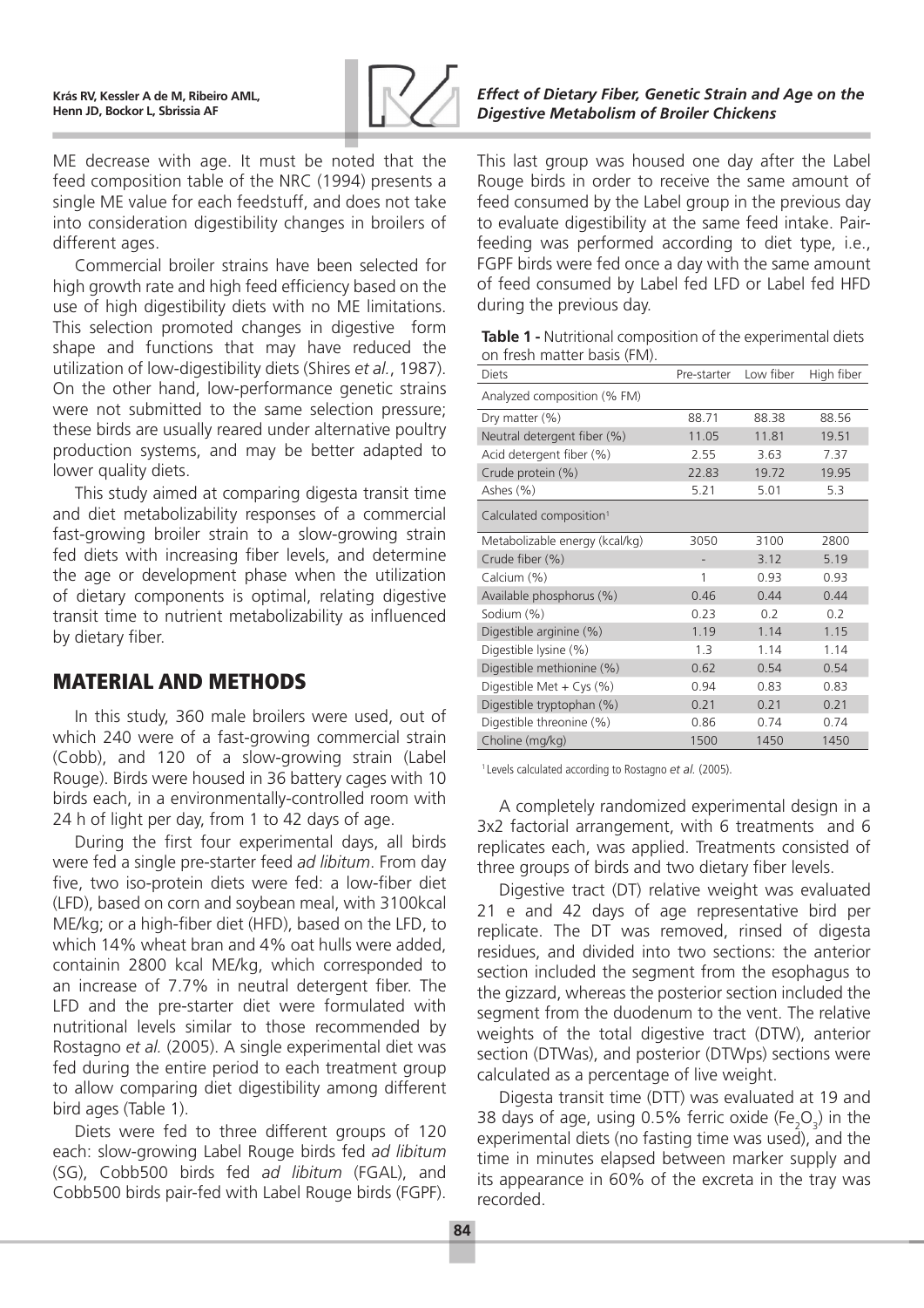ME decrease with age. It must be noted that the feed composition table of the NRC (1994) presents a single ME value for each feedstuff, and does not take into consideration digestibility changes in broilers of different ages.

Commercial broiler strains have been selected for high growth rate and high feed efficiency based on the use of high digestibility diets with no ME limitations. This selection promoted changes in digestive form shape and functions that may have reduced the utilization of low-digestibility diets (Shires *et al.*, 1987). On the other hand, low-performance genetic strains were not submitted to the same selection pressure; these birds are usually reared under alternative poultry production systems, and may be better adapted to lower quality diets.

This study aimed at comparing digesta transit time and diet metabolizability responses of a commercial fast-growing broiler strain to a slow-growing strain fed diets with increasing fiber levels, and determine the age or development phase when the utilization of dietary components is optimal, relating digestive transit time to nutrient metabolizability as influenced by dietary fiber.

## MATERIAL AND METHODS

In this study, 360 male broilers were used, out of which 240 were of a fast-growing commercial strain (Cobb), and 120 of a slow-growing strain (Label Rouge). Birds were housed in 36 battery cages with 10 birds each, in a environmentally-controlled room with 24 h of light per day, from 1 to 42 days of age.

During the first four experimental days, all birds were fed a single pre-starter feed *ad libitum*. From day five, two iso-protein diets were fed: a low-fiber diet (LFD), based on corn and soybean meal, with 3100kcal ME/kg; or a high-fiber diet (HFD), based on the LFD, to which 14% wheat bran and 4% oat hulls were added, containin 2800 kcal ME/kg, which corresponded to an increase of 7.7% in neutral detergent fiber. The LFD and the pre-starter diet were formulated with nutritional levels similar to those recommended by Rostagno *et al.* (2005). A single experimental diet was fed during the entire period to each treatment group to allow comparing diet digestibility among different bird ages (Table 1).

Diets were fed to three different groups of 120 each: slow-growing Label Rouge birds fed *ad libitum* (SG), Cobb500 birds fed *ad libitum* (FGAL), and Cobb500 birds pair-fed with Label Rouge birds (FGPF). This last group was housed one day after the Label Rouge birds in order to receive the same amount of feed consumed by the Label group in the previous day to evaluate digestibility at the same feed intake. Pair-feeding was performed according to diet type, i.e., FGPF birds were fed once a day with the same amount of feed consumed by Label fed LFD or Label fed HFD during the previous day.

**Table 1 -** Nutritional composition of the experimental diets on fresh matter basis (FM).

| Diets | Pre-starter | Low fiber | High fiber |
|---|---|---|---|
| Analyzed composition (% FM) | | | |
| Dry matter (%) | 88.71 | 88.38 | 88.56 |
| Neutral detergent fiber (%) | 11.05 | 11.81 | 19.51 |
| Acid detergent fiber (%) | 2.55 | 3.63 | 7.37 |
| Crude protein (%) | 22.83 | 19.72 | 19.95 |
| Ashes (%) | 5.21 | 5.01 | 5.3 |
| Calculated composition[1] | | | |
| Metabolizable energy (kcal/kg) | 3050 | 3100 | 2800 |
| Crude fiber (%) | - | 3.12 | 5.19 |
| Calcium (%) | 1 | 0.93 | 0.93 |
| Available phosphorus (%) | 0.46 | 0.44 | 0.44 |
| Sodium (%) | 0.23 | 0.2 | 0.2 |
| Digestible arginine (%) | 1.19 | 1.14 | 1.15 |
| Digestible lysine (%) | 1.3 | 1.14 | 1.14 |
| Digestible methionine (%) | 0.62 | 0.54 | 0.54 |
| Digestible Met + Cys (%) | 0.94 | 0.83 | 0.83 |
| Digestible tryptophan (%) | 0.21 | 0.21 | 0.21 |
| Digestible threonine (%) | 0.86 | 0.74 | 0.74 |
| Choline (mg/kg) | 1500 | 1450 | 1450 |

[1] Levels calculated according to Rostagno *et al.* (2005).

A completely randomized experimental design in a 3x2 factorial arrangement, with 6 treatments and 6 replicates each, was applied. Treatments consisted of three groups of birds and two dietary fiber levels.

Digestive tract (DT) relative weight was evaluated 21 e and 42 days of age representative bird per replicate. The DT was removed, rinsed of digesta residues, and divided into two sections: the anterior section included the segment from the esophagus to the gizzard, whereas the posterior section included the segment from the duodenum to the vent. The relative weights of the total digestive tract (DTW), anterior section (DTWas), and posterior (DTWps) sections were calculated as a percentage of live weight.

Digesta transit time (DTT) was evaluated at 19 and 38 days of age, using 0.5% ferric oxide ($Fe_2O_3$) in the experimental diets (no fasting time was used), and the time in minutes elapsed between marker supply and its appearance in 60% of the excreta in the tray was recorded.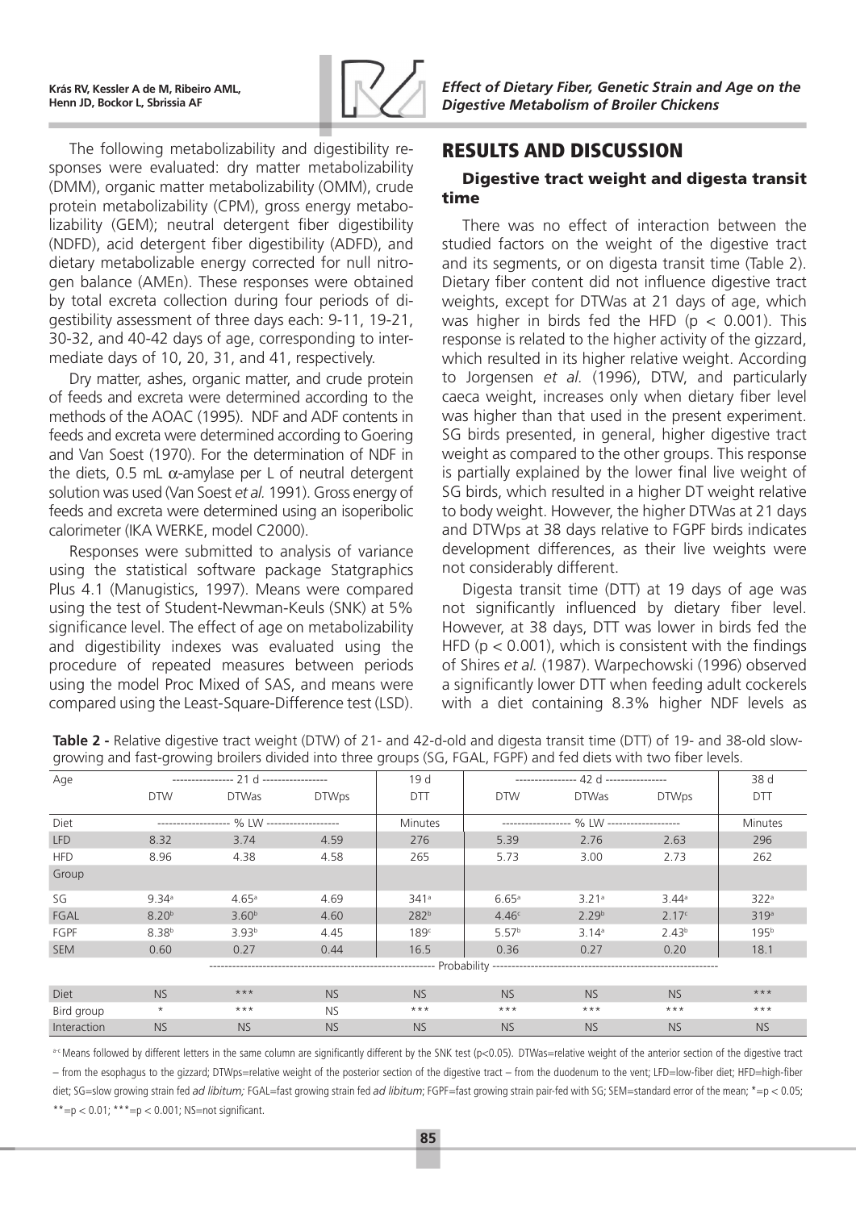The following metabolizability and digestibility responses were evaluated: dry matter metabolizability (DMM), organic matter metabolizability (OMM), crude protein metabolizability (CPM), gross energy metabolizability (GEM); neutral detergent fiber digestibility (NDFD), acid detergent fiber digestibility (ADFD), and dietary metabolizable energy corrected for null nitrogen balance (AMEn). These responses were obtained by total excreta collection during four periods of digestibility assessment of three days each: 9-11, 19-21, 30-32, and 40-42 days of age, corresponding to intermediate days of 10, 20, 31, and 41, respectively.

Dry matter, ashes, organic matter, and crude protein of feeds and excreta were determined according to the methods of the AOAC (1995). NDF and ADF contents in feeds and excreta were determined according to Goering and Van Soest (1970). For the determination of NDF in the diets, 0.5 mL $\alpha$-amylase per L of neutral detergent solution was used (Van Soest *et al.* 1991). Gross energy of feeds and excreta were determined using an isoperibolic calorimeter (IKA WERKE, model C2000).

Responses were submitted to analysis of variance using the statistical software package Statgraphics Plus 4.1 (Manugistics, 1997). Means were compared using the test of Student-Newman-Keuls (SNK) at 5% significance level. The effect of age on metabolizability and digestibility indexes was evaluated using the procedure of repeated measures between periods using the model Proc Mixed of SAS, and means were compared using the Least-Square-Difference test (LSD).

## RESULTS AND DISCUSSION

### Digestive tract weight and digesta transit time

There was no effect of interaction between the studied factors on the weight of the digestive tract and its segments, or on digesta transit time (Table 2). Dietary fiber content did not influence digestive tract weights, except for DTWas at 21 days of age, which was higher in birds fed the HFD ($p < 0.001$). This response is related to the higher activity of the gizzard, which resulted in its higher relative weight. According to Jorgensen *et al.* (1996), DTW, and particularly caeca weight, increases only when dietary fiber level was higher than that used in the present experiment. SG birds presented, in general, higher digestive tract weight as compared to the other groups. This response is partially explained by the lower final live weight of SG birds, which resulted in a higher DT weight relative to body weight. However, the higher DTWas at 21 days and DTWps at 38 days relative to FGPF birds indicates development differences, as their live weights were not considerably different.

Digesta transit time (DTT) at 19 days of age was not significantly influenced by dietary fiber level. However, at 38 days, DTT was lower in birds fed the HFD ($p < 0.001$), which is consistent with the findings of Shires *et al.* (1987). Warpechowski (1996) observed a significantly lower DTT when feeding adult cockerels with a diet containing 8.3% higher NDF levels as

**Table 2 -** Relative digestive tract weight (DTW) of 21- and 42-d-old and digesta transit time (DTT) of 19- and 38-old slow-growing and fast-growing broilers divided into three groups (SG, FGAL, FGPF) and fed diets with two fiber levels.

| Age | 21 d | | | 19 d | 42 d | | | 38 d |
|---|---|---|---|---|---|---|---|---|
| | DTW | DTWas | DTWps | DTT | DTW | DTWas | DTWps | DTT |
| Diet | % LW | | | Minutes | % LW | | | Minutes |
| LFD | 8.32 | 3.74 | 4.59 | 276 | 5.39 | 2.76 | 2.63 | 296 |
| HFD | 8.96 | 4.38 | 4.58 | 265 | 5.73 | 3.00 | 2.73 | 262 |
| Group | | | | | | | | |
| SG | 9.34[a] | 4.65[a] | 4.69 | 341[a] | 6.65[a] | 3.21[a] | 3.44[a] | 322[a] |
| FGAL | 8.20[b] | 3.60[b] | 4.60 | 282[b] | 4.46[c] | 2.29[b] | 2.17[c] | 319[a] |
| FGPF | 8.38[b] | 3.93[b] | 4.45 | 189[c] | 5.57[b] | 3.14[a] | 2.43[b] | 195[b] |
| SEM | 0.60 | 0.27 | 0.44 | 16.5 | 0.36 | 0.27 | 0.20 | 18.1 |
| | Probability | | | | | | | |
| Diet | NS | *** | NS | NS | NS | NS | NS | *** |
| Bird group | * | *** | NS | *** | *** | *** | *** | *** |
| Interaction | NS | NS | NS | NS | NS | NS | NS | NS |

[a-c] Means followed by different letters in the same column are significantly different by the SNK test ($p<0.05$). DTWas=relative weight of the anterior section of the digestive tract – from the esophagus to the gizzard; DTWps=relative weight of the posterior section of the digestive tract – from the duodenum to the vent; LFD=low-fiber diet; HFD=high-fiber diet; SG=slow growing strain fed *ad libitum;* FGAL=fast growing strain fed *ad libitum*; FGPF=fast growing strain pair-fed with SG; SEM=standard error of the mean; *=$p < 0.05$; **=$p < 0.01$; ***=$p < 0.001$; NS=not significant.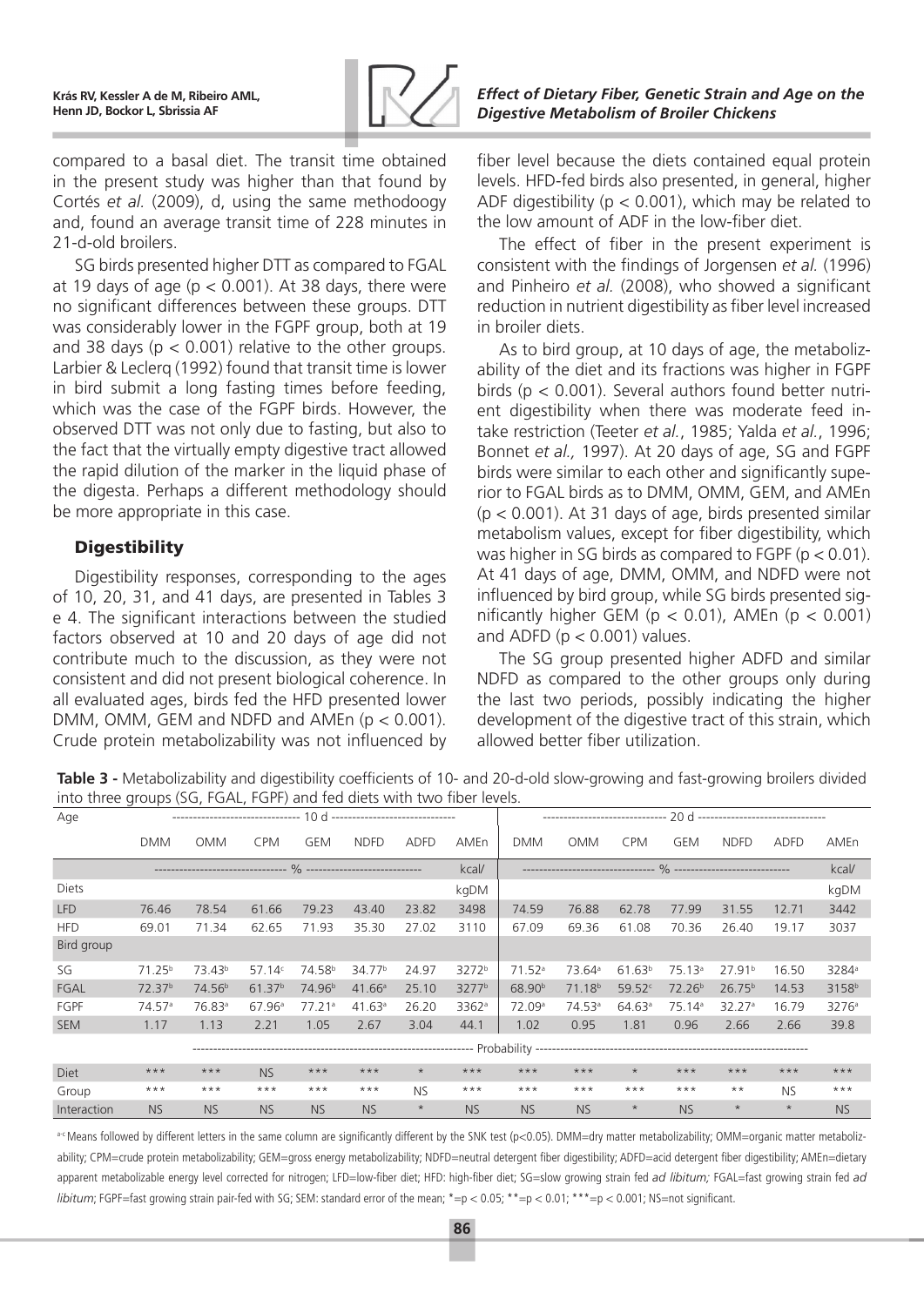compared to a basal diet. The transit time obtained in the present study was higher than that found by Cortés *et al.* (2009), d, using the same methodoogy and, found an average transit time of 228 minutes in 21-d-old broilers.

SG birds presented higher DTT as compared to FGAL at 19 days of age ($p < 0.001$). At 38 days, there were no significant differences between these groups. DTT was considerably lower in the FGPF group, both at 19 and 38 days ($p < 0.001$) relative to the other groups. Larbier & Leclerq (1992) found that transit time is lower in bird submit a long fasting times before feeding, which was the case of the FGPF birds. However, the observed DTT was not only due to fasting, but also to the fact that the virtually empty digestive tract allowed the rapid dilution of the marker in the liquid phase of the digesta. Perhaps a different methodology should be more appropriate in this case.

### Digestibility

Digestibility responses, corresponding to the ages of 10, 20, 31, and 41 days, are presented in Tables 3 e 4. The significant interactions between the studied factors observed at 10 and 20 days of age did not contribute much to the discussion, as they were not consistent and did not present biological coherence. In all evaluated ages, birds fed the HFD presented lower DMM, OMM, GEM and NDFD and AMEn ($p < 0.001$). Crude protein metabolizability was not influenced by fiber level because the diets contained equal protein levels. HFD-fed birds also presented, in general, higher ADF digestibility ($p < 0.001$), which may be related to the low amount of ADF in the low-fiber diet.

The effect of fiber in the present experiment is consistent with the findings of Jorgensen *et al.* (1996) and Pinheiro *et al.* (2008), who showed a significant reduction in nutrient digestibility as fiber level increased in broiler diets.

As to bird group, at 10 days of age, the metabolizability of the diet and its fractions was higher in FGPF birds ($p < 0.001$). Several authors found better nutrient digestibility when there was moderate feed intake restriction (Teeter *et al.*, 1985; Yalda *et al.*, 1996; Bonnet *et al.,* 1997). At 20 days of age, SG and FGPF birds were similar to each other and significantly superior to FGAL birds as to DMM, OMM, GEM, and AMEn ($p < 0.001$). At 31 days of age, birds presented similar metabolism values, except for fiber digestibility, which was higher in SG birds as compared to FGPF ($p < 0.01$). At 41 days of age, DMM, OMM, and NDFD were not influenced by bird group, while SG birds presented significantly higher GEM ($p < 0.01$), AMEn ($p < 0.001$) and ADFD ($p < 0.001$) values.

The SG group presented higher ADFD and similar NDFD as compared to the other groups only during the last two periods, possibly indicating the higher development of the digestive tract of this strain, which allowed better fiber utilization.

**Table 3 -** Metabolizability and digestibility coefficients of 10- and 20-d-old slow-growing and fast-growing broilers divided into three groups (SG, FGAL, FGPF) and fed diets with two fiber levels.

| Age | 10 d | | | | | | | 20 d | | | | | | |
|---|---|---|---|---|---|---|---|---|---|---|---|---|---|---|
| | DMM | OMM | CPM | GEM | NDFD | ADFD | AMEn | DMM | OMM | CPM | GEM | NDFD | ADFD | AMEn |
| | % | | | | | | kcal/kgDM | % | | | | | | kcal/kgDM |
| Diets | | | | | | | | | | | | | | |
| LFD | 76.46 | 78.54 | 61.66 | 79.23 | 43.40 | 23.82 | 3498 | 74.59 | 76.88 | 62.78 | 77.99 | 31.55 | 12.71 | 3442 |
| HFD | 69.01 | 71.34 | 62.65 | 71.93 | 35.30 | 27.02 | 3110 | 67.09 | 69.36 | 61.08 | 70.36 | 26.40 | 19.17 | 3037 |
| Bird group | | | | | | | | | | | | | | |
| SG | 71.25[b] | 73.43[b] | 57.14[c] | 74.58[b] | 34.77[b] | 24.97 | 3272[b] | 71.52[a] | 73.64[a] | 61.63[b] | 75.13[a] | 27.91[b] | 16.50 | 3284[a] |
| FGAL | 72.37[b] | 74.56[b] | 61.37[b] | 74.96[b] | 41.66[a] | 25.10 | 3277[b] | 68.90[b] | 71.18[b] | 59.52[c] | 72.26[b] | 26.75[b] | 14.53 | 3158[b] |
| FGPF | 74.57[a] | 76.83[a] | 67.96[a] | 77.21[a] | 41.63[a] | 26.20 | 3362[a] | 72.09[a] | 74.53[a] | 64.63[a] | 75.14[a] | 32.27[a] | 16.79 | 3276[a] |
| SEM | 1.17 | 1.13 | 2.21 | 1.05 | 2.67 | 3.04 | 44.1 | 1.02 | 0.95 | 1.81 | 0.96 | 2.66 | 2.66 | 39.8 |
| | Probability | | | | | | | | | | | | | |
| Diet | *** | *** | NS | *** | *** | * | *** | *** | *** | * | *** | *** | *** | *** |
| Group | *** | *** | *** | *** | *** | NS | *** | *** | *** | *** | *** | ** | NS | *** |
| Interaction | NS | NS | NS | NS | NS | * | NS | NS | NS | * | NS | * | * | NS |

a-c Means followed by different letters in the same column are significantly different by the SNK test ($p<0.05$). DMM=dry matter metabolizability; OMM=organic matter metabolizability; CPM=crude protein metabolizability; GEM=gross energy metabolizability; NDFD=neutral detergent fiber digestibility; ADFD=acid detergent fiber digestibility; AMEn=dietary apparent metabolizable energy level corrected for nitrogen; LFD=low-fiber diet; HFD: high-fiber diet; SG=slow growing strain fed *ad libitum;* FGAL=fast growing strain fed *ad libitum*; FGPF=fast growing strain pair-fed with SG; SEM: standard error of the mean; *=$p < 0.05$; **=$p < 0.01$; ***=$p < 0.001$; NS=not significant.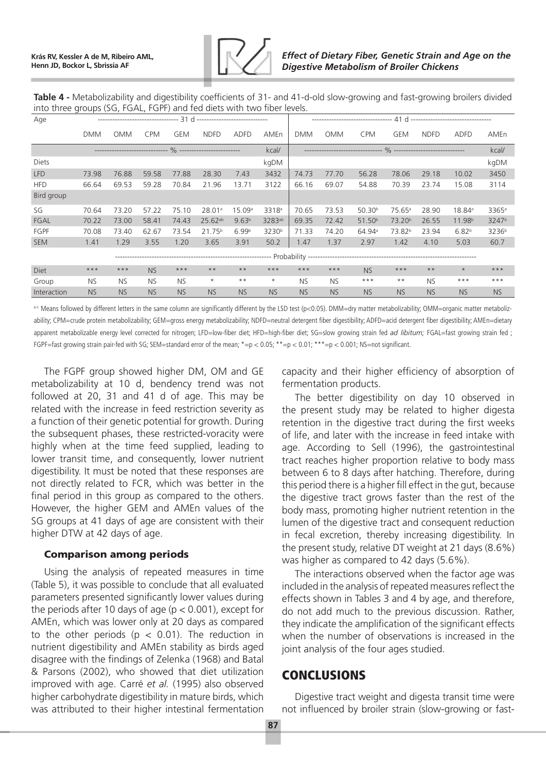**Table 4 -** Metabolizability and digestibility coefficients of 31- and 41-d-old slow-growing and fast-growing broilers divided into three groups (SG, FGAL, FGPF) and fed diets with two fiber levels.

| Age | 31 d | | | | | | | 41 d | | | | | | |
|---|---|---|---|---|---|---|---|---|---|---|---|---|---|---|
| | DMM | OMM | CPM | GEM | NDFD | ADFD | AMEn | DMM | OMM | CPM | GEM | NDFD | ADFD | AMEn |
| | % | | | | | | kcal/kgDM | % | | | | | | kcal/kgDM |
| Diets | | | | | | | | | | | | | | |
| LFD | 73.98 | 76.88 | 59.58 | 77.88 | 28.30 | 7.43 | 3432 | 74.73 | 77.70 | 56.28 | 78.06 | 29.18 | 10.02 | 3450 |
| HFD | 66.64 | 69.53 | 59.28 | 70.84 | 21.96 | 13.71 | 3122 | 66.16 | 69.07 | 54.88 | 70.39 | 23.74 | 15.08 | 3114 |
| Bird group | | | | | | | | | | | | | | |
| SG | 70.64 | 73.20 | 57.22 | 75.10 | 28.01[a] | 15.09[a] | 3318[a] | 70.65 | 73.53 | 50.30[b] | 75.65[a] | 28.90 | 18.84[a] | 3365[a] |
| FGAL | 70.22 | 73.00 | 58.41 | 74.43 | 25.62[ab] | 9.63[b] | 3283[ab] | 69.35 | 72.42 | 51.50[b] | 73.20[b] | 26.55 | 11.98[b] | 3247[b] |
| FGPF | 70.08 | 73.40 | 62.67 | 73.54 | 21.75[b] | 6.99[b] | 3230[b] | 71.33 | 74.20 | 64.94[a] | 73.82[b] | 23.94 | 6.82[b] | 3236[b] |
| SEM | 1.41 | 1.29 | 3.55 | 1.20 | 3.65 | 3.91 | 50.2 | 1.47 | 1.37 | 2.97 | 1.42 | 4.10 | 5.03 | 60.7 |
| | Probability | | | | | | | | | | | | | |
| Diet | *** | *** | NS | *** | ** | ** | *** | *** | *** | NS | *** | ** | * | *** |
| Group | NS | NS | NS | NS | * | ** | * | NS | NS | *** | ** | NS | *** | *** |
| Interaction | NS | NS | NS | NS | NS | NS | NS | NS | NS | NS | NS | NS | NS | NS |

[a-c] Means followed by different letters in the same column are significantly different by the LSD test (p<0.05). DMM=dry matter metabolizability; OMM=organic matter metabolizability; CPM=crude protein metabolizability; GEM=gross energy metabolizability; NDFD=neutral detergent fiber digestibility; ADFD=acid detergent fiber digestibility; AMEn=dietary apparent metabolizable energy level corrected for nitrogen; LFD=low-fiber diet; HFD=high-fiber diet; SG=slow growing strain fed *ad libitum;* FGAL=fast growing strain fed ; FGPF=fast growing strain pair-fed with SG; SEM=standard error of the mean; *=p < 0.05; **=p < 0.01; ***=p < 0.001; NS=not significant.

The FGPF group showed higher DM, OM and GE metabolizability at 10 d, bendency trend was not followed at 20, 31 and 41 d of age. This may be related with the increase in feed restriction severity as a function of their genetic potential for growth. During the subsequent phases, these restricted-voracity were highly when at the time feed supplied, leading to lower transit time, and consequently, lower nutrient digestibility. It must be noted that these responses are not directly related to FCR, which was better in the final period in this group as compared to the others. However, the higher GEM and AMEn values of the SG groups at 41 days of age are consistent with their higher DTW at 42 days of age.

### Comparison among periods

Using the analysis of repeated measures in time (Table 5), it was possible to conclude that all evaluated parameters presented significantly lower values during the periods after 10 days of age ($p < 0.001$), except for AMEn, which was lower only at 20 days as compared to the other periods ($p < 0.01$). The reduction in nutrient digestibility and AMEn stability as birds aged disagree with the findings of Zelenka (1968) and Batal & Parsons (2002), who showed that diet utilization improved with age. Carré *et al.* (1995) also observed higher carbohydrate digestibility in mature birds, which was attributed to their higher intestinal fermentation capacity and their higher efficiency of absorption of fermentation products.

The better digestibility on day 10 observed in the present study may be related to higher digesta retention in the digestive tract during the first weeks of life, and later with the increase in feed intake with age. According to Sell (1996), the gastrointestinal tract reaches higher proportion relative to body mass between 6 to 8 days after hatching. Therefore, during this period there is a higher fill effect in the gut, because the digestive tract grows faster than the rest of the body mass, promoting higher nutrient retention in the lumen of the digestive tract and consequent reduction in fecal excretion, thereby increasing digestibility. In the present study, relative DT weight at 21 days (8.6%) was higher as compared to 42 days (5.6%).

The interactions observed when the factor age was included in the analysis of repeated measures reflect the effects shown in Tables 3 and 4 by age, and therefore, do not add much to the previous discussion. Rather, they indicate the amplification of the significant effects when the number of observations is increased in the joint analysis of the four ages studied.

## CONCLUSIONS

Digestive tract weight and digesta transit time were not influenced by broiler strain (slow-growing or fast-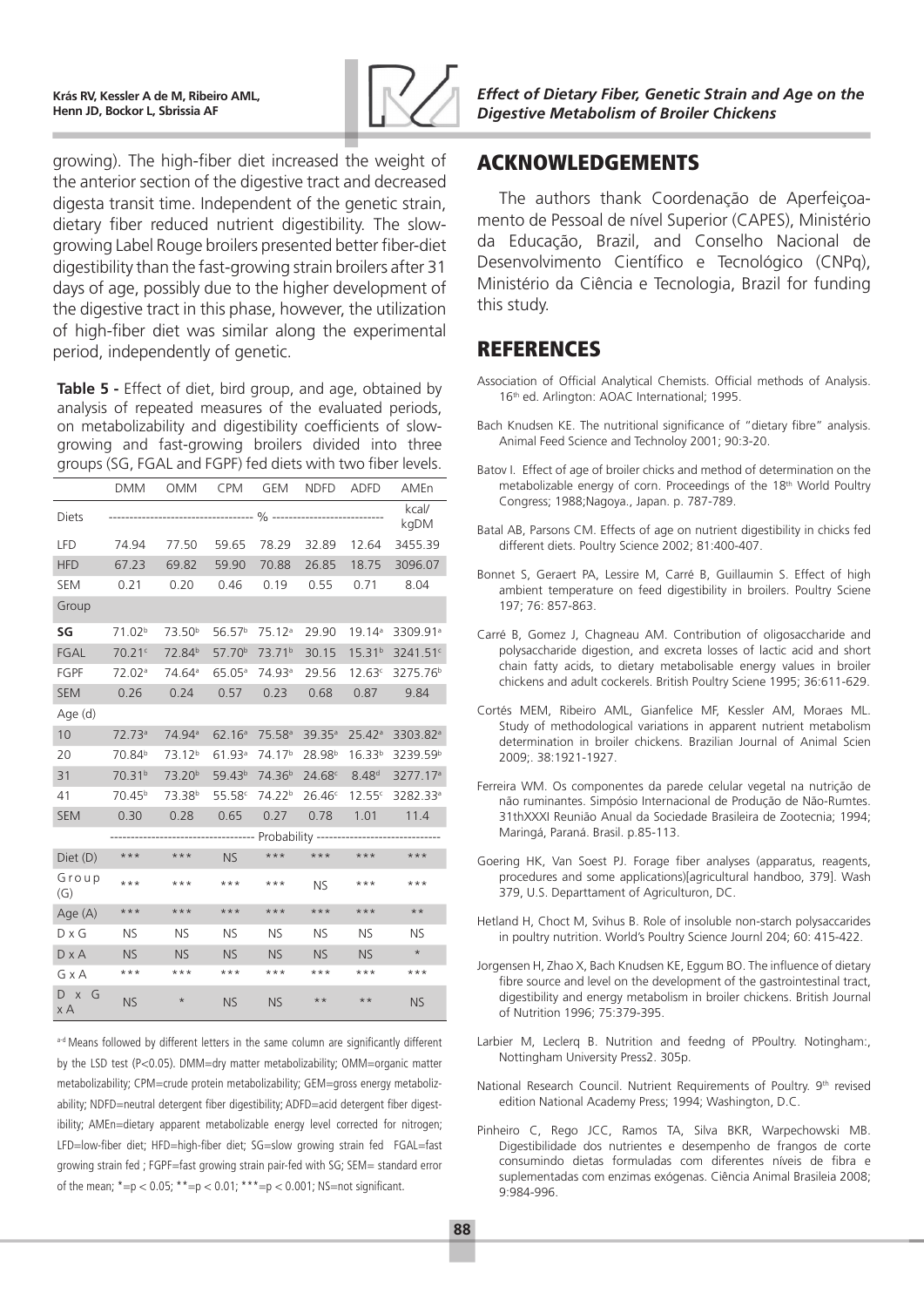growing). The high-fiber diet increased the weight of the anterior section of the digestive tract and decreased digesta transit time. Independent of the genetic strain, dietary fiber reduced nutrient digestibility. The slow-growing Label Rouge broilers presented better fiber-diet digestibility than the fast-growing strain broilers after 31 days of age, possibly due to the higher development of the digestive tract in this phase, however, the utilization of high-fiber diet was similar along the experimental period, independently of genetic.

**Table 5 -** Effect of diet, bird group, and age, obtained by analysis of repeated measures of the evaluated periods, on metabolizability and digestibility coefficients of slow-growing and fast-growing broilers divided into three groups (SG, FGAL and FGPF) fed diets with two fiber levels.

| | DMM | OMM | CPM | GEM | NDFD | ADFD | AMEn |
|---|---|---|---|---|---|---|---|
| Diets | ------------------------------- | --- | --- | % | --- | ------------------------------- | kcal/kgDM |
| LFD | 74.94 | 77.50 | 59.65 | 78.29 | 32.89 | 12.64 | 3455.39 |
| HFD | 67.23 | 69.82 | 59.90 | 70.88 | 26.85 | 18.75 | 3096.07 |
| SEM | 0.21 | 0.20 | 0.46 | 0.19 | 0.55 | 0.71 | 8.04 |
| Group | | | | | | | |
| **SG** | 71.02[b] | 73.50[b] | 56.57[b] | 75.12[a] | 29.90 | 19.14[a] | 3309.91[a] |
| FGAL | 70.21[c] | 72.84[b] | 57.70[b] | 73.71[b] | 30.15 | 15.31[b] | 3241.51[c] |
| FGPF | 72.02[a] | 74.64[a] | 65.05[a] | 74.93[a] | 29.56 | 12.63[c] | 3275.76[b] |
| SEM | 0.26 | 0.24 | 0.57 | 0.23 | 0.68 | 0.87 | 9.84 |
| Age (d) | | | | | | | |
| 10 | 72.73[a] | 74.94[a] | 62.16[a] | 75.58[a] | 39.35[a] | 25.42[a] | 3303.82[a] |
| 20 | 70.84[b] | 73.12[b] | 61.93[a] | 74.17[b] | 28.98[b] | 16.33[b] | 3239.59[b] |
| 31 | 70.31[b] | 73.20[b] | 59.43[b] | 74.36[b] | 24.68[c] | 8.48[d] | 3277.17[a] |
| 41 | 70.45[b] | 73.38[b] | 55.58[c] | 74.22[b] | 26.46[c] | 12.55[c] | 3282.33[a] |
| SEM | 0.30 | 0.28 | 0.65 | 0.27 | 0.78 | 1.01 | 11.4 |
| | ------------------------------- | --- | --- | Probability | --- | ------------------------------- | |
| Diet (D) | *** | *** | NS | *** | *** | *** | *** |
| Group (G) | *** | *** | *** | *** | NS | *** | *** |
| Age (A) | *** | *** | *** | *** | *** | *** | ** |
| D x G | NS | NS | NS | NS | NS | NS | NS |
| D x A | NS | NS | NS | NS | NS | NS | * |
| G x A | *** | *** | *** | *** | *** | *** | *** |
| D x G x A | NS | * | NS | NS | ** | ** | NS |

[a-d] Means followed by different letters in the same column are significantly different by the LSD test (P<0.05). DMM=dry matter metabolizability; OMM=organic matter metabolizability; CPM=crude protein metabolizability; GEM=gross energy metabolizability; NDFD=neutral detergent fiber digestibility; ADFD=acid detergent fiber digestibility; AMEn=dietary apparent metabolizable energy level corrected for nitrogen; LFD=low-fiber diet; HFD=high-fiber diet; SG=slow growing strain fed FGAL=fast growing strain fed ; FGPF=fast growing strain pair-fed with SG; SEM= standard error of the mean; *=p < 0.05; **=p < 0.01; ***=p < 0.001; NS=not significant.

## ACKNOWLEDGEMENTS

The authors thank Coordenação de Aperfeiçoamento de Pessoal de nível Superior (CAPES), Ministério da Educação, Brazil, and Conselho Nacional de Desenvolvimento Científico e Tecnológico (CNPq), Ministério da Ciência e Tecnologia, Brazil for funding this study.

## REFERENCES

Association of Official Analytical Chemists. Official methods of Analysis. 16th ed. Arlington: AOAC International; 1995.

Bach Knudsen KE. The nutritional significance of "dietary fibre" analysis. Animal Feed Science and Technoloy 2001; 90:3-20.

Batov I. Effect of age of broiler chicks and method of determination on the metabolizable energy of corn. Proceedings of the 18th World Poultry Congress; 1988;Nagoya., Japan. p. 787-789.

Batal AB, Parsons CM. Effects of age on nutrient digestibility in chicks fed different diets. Poultry Science 2002; 81:400-407.

Bonnet S, Geraert PA, Lessire M, Carré B, Guillaumin S. Effect of high ambient temperature on feed digestibility in broilers. Poultry Sciene 197; 76: 857-863.

Carré B, Gomez J, Chagneau AM. Contribution of oligosaccharide and polysaccharide digestion, and excreta losses of lactic acid and short chain fatty acids, to dietary metabolisable energy values in broiler chickens and adult cockerels. British Poultry Sciene 1995; 36:611-629.

Cortés MEM, Ribeiro AML, Gianfelice MF, Kessler AM, Moraes ML. Study of methodological variations in apparent nutrient metabolism determination in broiler chickens. Brazilian Journal of Animal Scien 2009;. 38:1921-1927.

Ferreira WM. Os componentes da parede celular vegetal na nutrição de não ruminantes. Simpósio Internacional de Produção de Não-Rumtes. 31thXXXI Reunião Anual da Sociedade Brasileira de Zootecnia; 1994; Maringá, Paraná. Brasil. p.85-113.

Goering HK, Van Soest PJ. Forage fiber analyses (apparatus, reagents, procedures and some applications)[agricultural handboo, 379]. Wash 379, U.S. Departtament of Agriculturon, DC.

Hetland H, Choct M, Svihus B. Role of insoluble non-starch polysaccharides in poultry nutrition. World's Poultry Science Journl 204; 60: 415-422.

Jorgensen H, Zhao X, Bach Knudsen KE, Eggum BO. The influence of dietary fibre source and level on the development of the gastrointestinal tract, digestibility and energy metabolism in broiler chickens. British Journal of Nutrition 1996; 75:379-395.

Larbier M, Leclerq B. Nutrition and feedng of PPoultry. Notingham:, Nottingham University Press2. 305p.

National Research Council. Nutrient Requirements of Poultry. 9th revised edition National Academy Press; 1994; Washington, D.C.

Pinheiro C, Rego JCC, Ramos TA, Silva BKR, Warpechowski MB. Digestibilidade dos nutrientes e desempenho de frangos de corte consumindo dietas formuladas com diferentes níveis de fibra e suplementadas com enzimas exógenas. Ciência Animal Brasileia 2008; 9:984-996.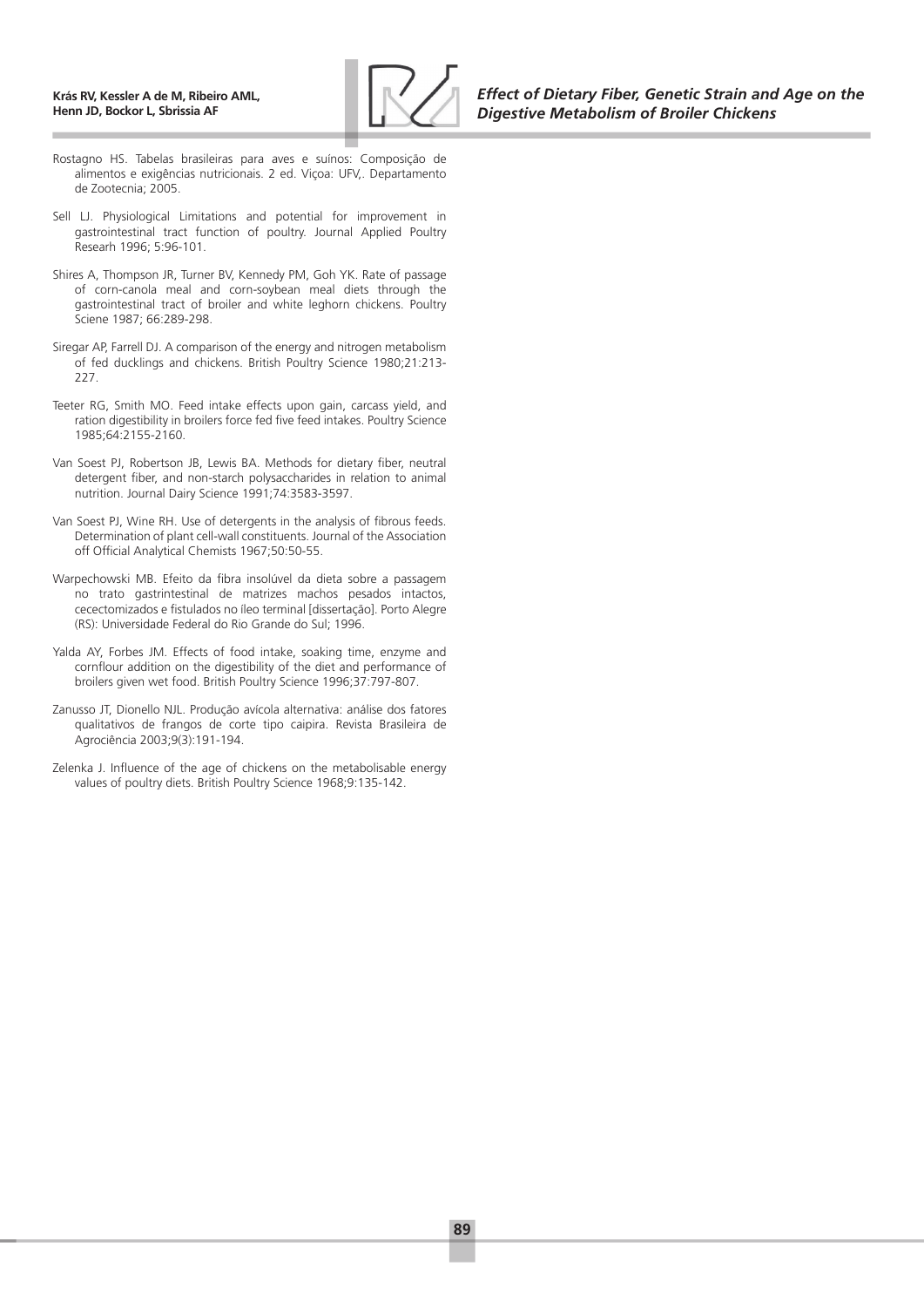Rostagno HS. Tabelas brasileiras para aves e suínos: Composição de alimentos e exigências nutricionais. 2 ed. Viçoa: UFV,. Departamento de Zootecnia; 2005.

Sell LJ. Physiological Limitations and potential for improvement in gastrointestinal tract function of poultry. Journal Applied Poultry Researh 1996; 5:96-101.

Shires A, Thompson JR, Turner BV, Kennedy PM, Goh YK. Rate of passage of corn-canola meal and corn-soybean meal diets through the gastrointestinal tract of broiler and white leghorn chickens. Poultry Sciene 1987; 66:289-298.

Siregar AP, Farrell DJ. A comparison of the energy and nitrogen metabolism of fed ducklings and chickens. British Poultry Science 1980;21:213-227.

Teeter RG, Smith MO. Feed intake effects upon gain, carcass yield, and ration digestibility in broilers force fed five feed intakes. Poultry Science 1985;64:2155-2160.

Van Soest PJ, Robertson JB, Lewis BA. Methods for dietary fiber, neutral detergent fiber, and non-starch polysaccharides in relation to animal nutrition. Journal Dairy Science 1991;74:3583-3597.

Van Soest PJ, Wine RH. Use of detergents in the analysis of fibrous feeds. Determination of plant cell-wall constituents. Journal of the Association off Official Analytical Chemists 1967;50:50-55.

Warpechowski MB. Efeito da fibra insolúvel da dieta sobre a passagem no trato gastrintestinal de matrizes machos pesados intactos, cecectomizados e fistulados no íleo terminal [dissertação]. Porto Alegre (RS): Universidade Federal do Rio Grande do Sul; 1996.

Yalda AY, Forbes JM. Effects of food intake, soaking time, enzyme and cornflour addition on the digestibility of the diet and performance of broilers given wet food. British Poultry Science 1996;37:797-807.

Zanusso JT, Dionello NJL. Produção avícola alternativa: análise dos fatores qualitativos de frangos de corte tipo caipira. Revista Brasileira de Agrociência 2003;9(3):191-194.

Zelenka J. Influence of the age of chickens on the metabolisable energy values of poultry diets. British Poultry Science 1968;9:135-142.